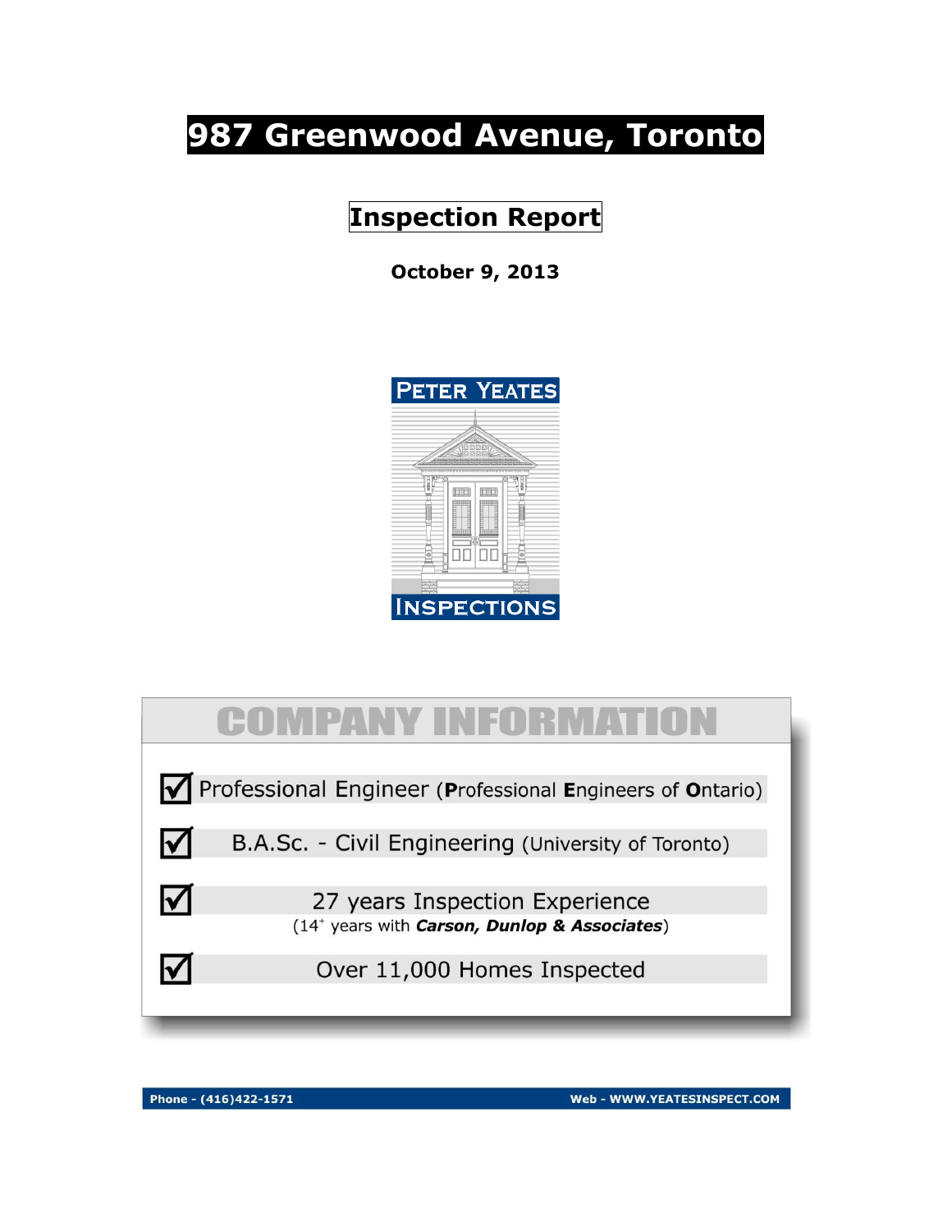# 987 Greenwood Avenue, Toronto

## Inspection Report

**October 9, 2013**

PETER YEATES

INSPECTIONS

## COMPANY INFORMATION

- ☑ Professional Engineer (**P**rofessional **E**ngineers of **O**ntario)
- ☑ B.A.Sc. - Civil Engineering (University of Toronto)
- ☑ 27 years Inspection Experience
  (14+ years with ***Carson, Dunlop & Associates***)
- ☑ Over 11,000 Homes Inspected

**Phone - (416)422-1571** **Web - WWW.YEATESINSPECT.COM**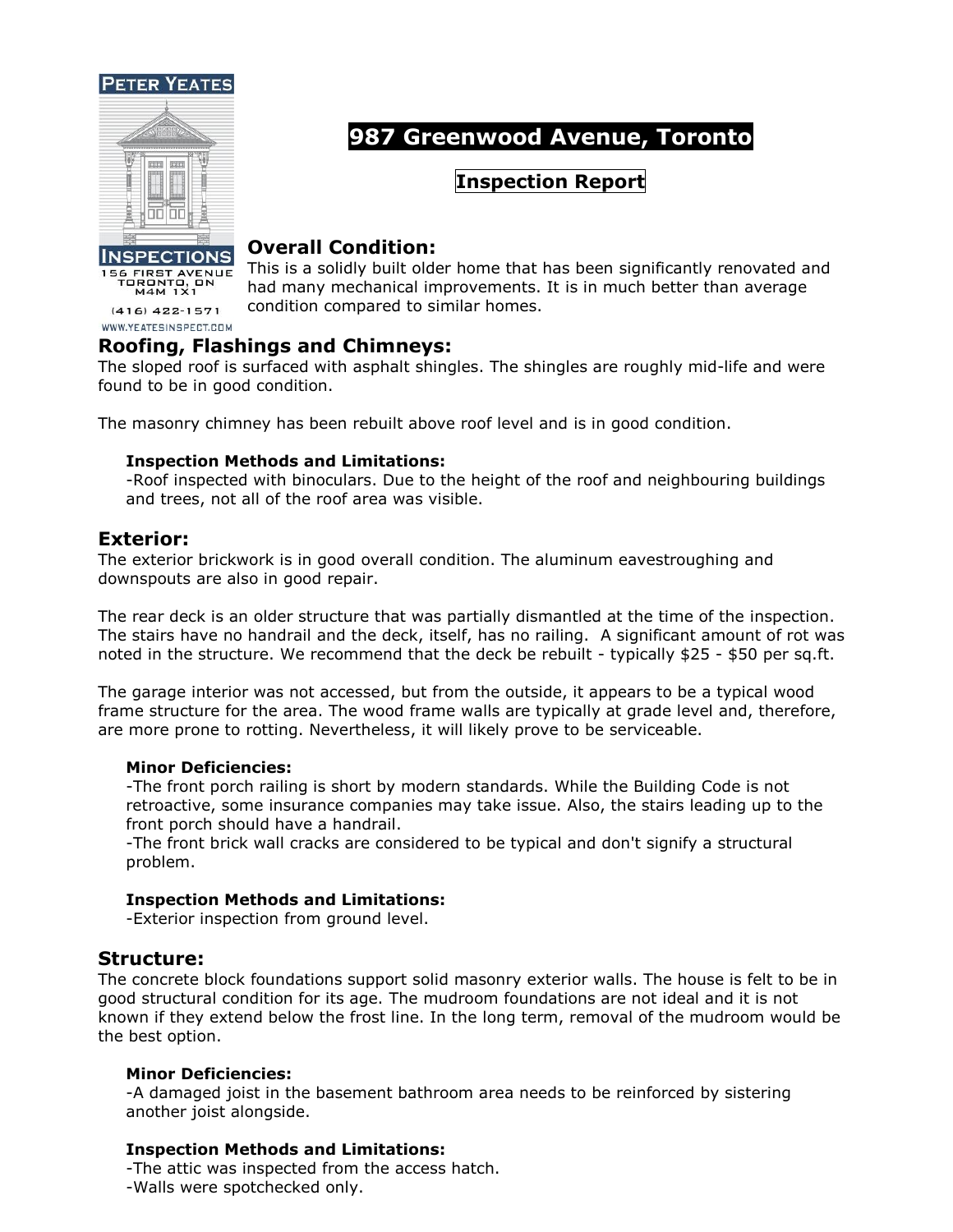PETER YEATES

INSPECTIONS

156 FIRST AVENUE
TORONTO, ON
M4M 1X1

(416) 422-1571

WWW.YEATESINSPECT.COM

# 987 Greenwood Avenue, Toronto

## Inspection Report

## Overall Condition:

This is a solidly built older home that has been significantly renovated and had many mechanical improvements. It is in much better than average condition compared to similar homes.

## Roofing, Flashings and Chimneys:

The sloped roof is surfaced with asphalt shingles. The shingles are roughly mid-life and were found to be in good condition.

The masonry chimney has been rebuilt above roof level and is in good condition.

**Inspection Methods and Limitations:**
-Roof inspected with binoculars. Due to the height of the roof and neighbouring buildings and trees, not all of the roof area was visible.

## Exterior:

The exterior brickwork is in good overall condition. The aluminum eavestroughing and downspouts are also in good repair.

The rear deck is an older structure that was partially dismantled at the time of the inspection. The stairs have no handrail and the deck, itself, has no railing. A significant amount of rot was noted in the structure. We recommend that the deck be rebuilt - typically $25 - $50 per sq.ft.

The garage interior was not accessed, but from the outside, it appears to be a typical wood frame structure for the area. The wood frame walls are typically at grade level and, therefore, are more prone to rotting. Nevertheless, it will likely prove to be serviceable.

**Minor Deficiencies:**
-The front porch railing is short by modern standards. While the Building Code is not retroactive, some insurance companies may take issue. Also, the stairs leading up to the front porch should have a handrail.
-The front brick wall cracks are considered to be typical and don't signify a structural problem.

**Inspection Methods and Limitations:**
-Exterior inspection from ground level.

## Structure:

The concrete block foundations support solid masonry exterior walls. The house is felt to be in good structural condition for its age. The mudroom foundations are not ideal and it is not known if they extend below the frost line. In the long term, removal of the mudroom would be the best option.

**Minor Deficiencies:**
-A damaged joist in the basement bathroom area needs to be reinforced by sistering another joist alongside.

**Inspection Methods and Limitations:**
-The attic was inspected from the access hatch.
-Walls were spotchecked only.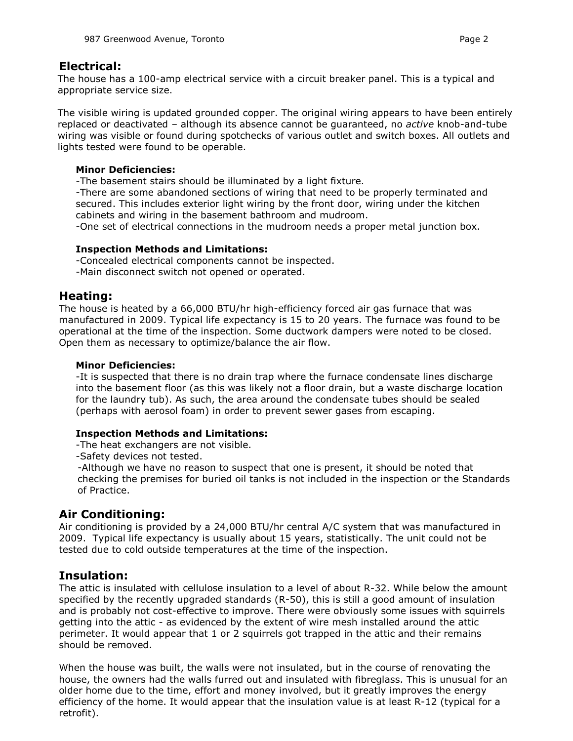## Electrical:

The house has a 100-amp electrical service with a circuit breaker panel. This is a typical and appropriate service size.

The visible wiring is updated grounded copper. The original wiring appears to have been entirely replaced or deactivated – although its absence cannot be guaranteed, no *active* knob-and-tube wiring was visible or found during spotchecks of various outlet and switch boxes. All outlets and lights tested were found to be operable.

**Minor Deficiencies:**

-The basement stairs should be illuminated by a light fixture.
-There are some abandoned sections of wiring that need to be properly terminated and secured. This includes exterior light wiring by the front door, wiring under the kitchen cabinets and wiring in the basement bathroom and mudroom.
-One set of electrical connections in the mudroom needs a proper metal junction box.

**Inspection Methods and Limitations:**

-Concealed electrical components cannot be inspected.
-Main disconnect switch not opened or operated.

## Heating:

The house is heated by a 66,000 BTU/hr high-efficiency forced air gas furnace that was manufactured in 2009. Typical life expectancy is 15 to 20 years. The furnace was found to be operational at the time of the inspection. Some ductwork dampers were noted to be closed. Open them as necessary to optimize/balance the air flow.

**Minor Deficiencies:**

-It is suspected that there is no drain trap where the furnace condensate lines discharge into the basement floor (as this was likely not a floor drain, but a waste discharge location for the laundry tub). As such, the area around the condensate tubes should be sealed (perhaps with aerosol foam) in order to prevent sewer gases from escaping.

**Inspection Methods and Limitations:**

-The heat exchangers are not visible.
-Safety devices not tested.
-Although we have no reason to suspect that one is present, it should be noted that checking the premises for buried oil tanks is not included in the inspection or the Standards of Practice.

## Air Conditioning:

Air conditioning is provided by a 24,000 BTU/hr central A/C system that was manufactured in 2009. Typical life expectancy is usually about 15 years, statistically. The unit could not be tested due to cold outside temperatures at the time of the inspection.

## Insulation:

The attic is insulated with cellulose insulation to a level of about R-32. While below the amount specified by the recently upgraded standards (R-50), this is still a good amount of insulation and is probably not cost-effective to improve. There were obviously some issues with squirrels getting into the attic - as evidenced by the extent of wire mesh installed around the attic perimeter. It would appear that 1 or 2 squirrels got trapped in the attic and their remains should be removed.

When the house was built, the walls were not insulated, but in the course of renovating the house, the owners had the walls furred out and insulated with fibreglass. This is unusual for an older home due to the time, effort and money involved, but it greatly improves the energy efficiency of the home. It would appear that the insulation value is at least R-12 (typical for a retrofit).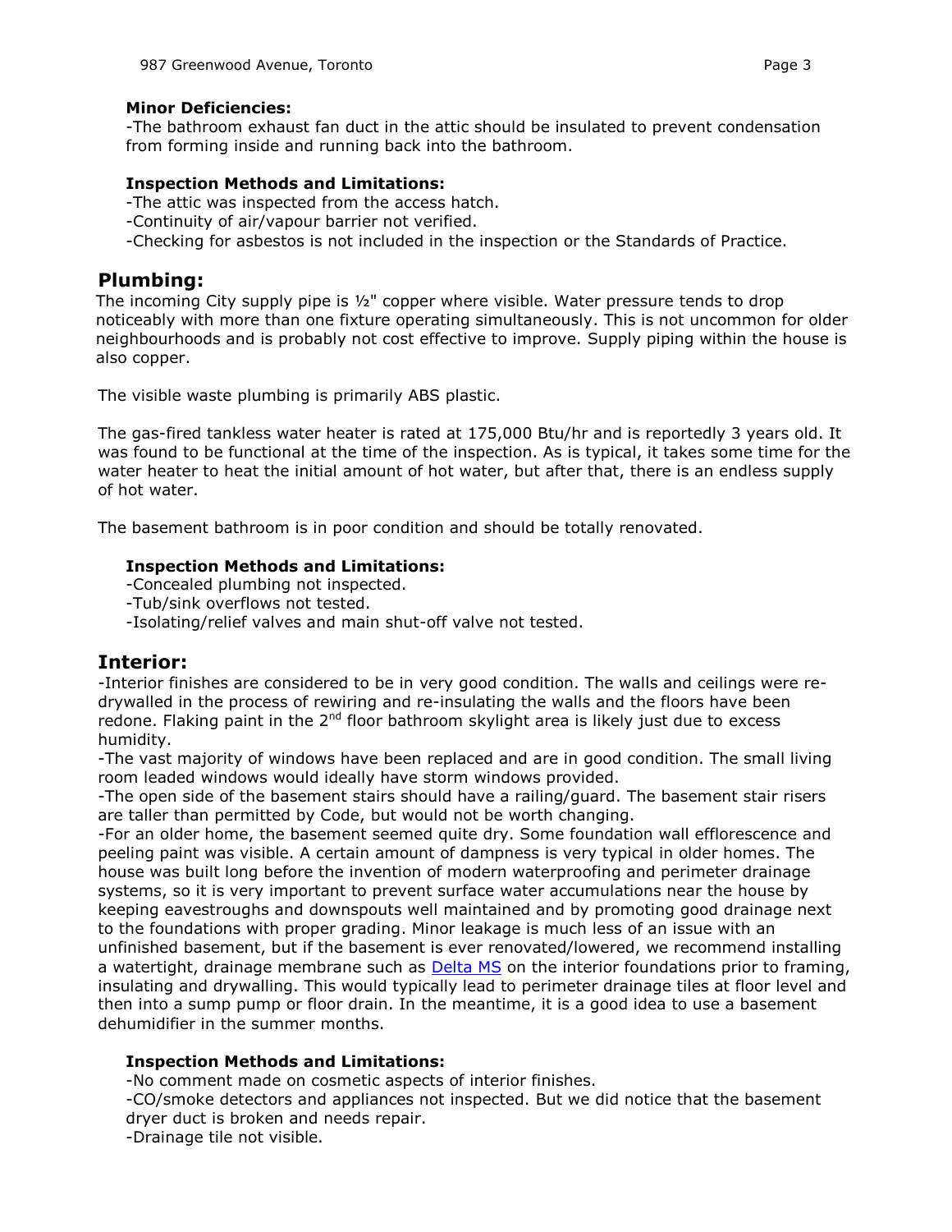**Minor Deficiencies:**

-The bathroom exhaust fan duct in the attic should be insulated to prevent condensation from forming inside and running back into the bathroom.

**Inspection Methods and Limitations:**

-The attic was inspected from the access hatch.
-Continuity of air/vapour barrier not verified.
-Checking for asbestos is not included in the inspection or the Standards of Practice.

## Plumbing:

The incoming City supply pipe is ½" copper where visible. Water pressure tends to drop noticeably with more than one fixture operating simultaneously. This is not uncommon for older neighbourhoods and is probably not cost effective to improve. Supply piping within the house is also copper.

The visible waste plumbing is primarily ABS plastic.

The gas-fired tankless water heater is rated at 175,000 Btu/hr and is reportedly 3 years old. It was found to be functional at the time of the inspection. As is typical, it takes some time for the water heater to heat the initial amount of hot water, but after that, there is an endless supply of hot water.

The basement bathroom is in poor condition and should be totally renovated.

**Inspection Methods and Limitations:**

-Concealed plumbing not inspected.
-Tub/sink overflows not tested.
-Isolating/relief valves and main shut-off valve not tested.

## Interior:

-Interior finishes are considered to be in very good condition. The walls and ceilings were re-drywalled in the process of rewiring and re-insulating the walls and the floors have been redone. Flaking paint in the 2nd floor bathroom skylight area is likely just due to excess humidity.
-The vast majority of windows have been replaced and are in good condition. The small living room leaded windows would ideally have storm windows provided.
-The open side of the basement stairs should have a railing/guard. The basement stair risers are taller than permitted by Code, but would not be worth changing.
-For an older home, the basement seemed quite dry. Some foundation wall efflorescence and peeling paint was visible. A certain amount of dampness is very typical in older homes. The house was built long before the invention of modern waterproofing and perimeter drainage systems, so it is very important to prevent surface water accumulations near the house by keeping eavestroughs and downspouts well maintained and by promoting good drainage next to the foundations with proper grading. Minor leakage is much less of an issue with an unfinished basement, but if the basement is ever renovated/lowered, we recommend installing a watertight, drainage membrane such as Delta MS on the interior foundations prior to framing, insulating and drywalling. This would typically lead to perimeter drainage tiles at floor level and then into a sump pump or floor drain. In the meantime, it is a good idea to use a basement dehumidifier in the summer months.

**Inspection Methods and Limitations:**

-No comment made on cosmetic aspects of interior finishes.
-CO/smoke detectors and appliances not inspected. But we did notice that the basement dryer duct is broken and needs repair.
-Drainage tile not visible.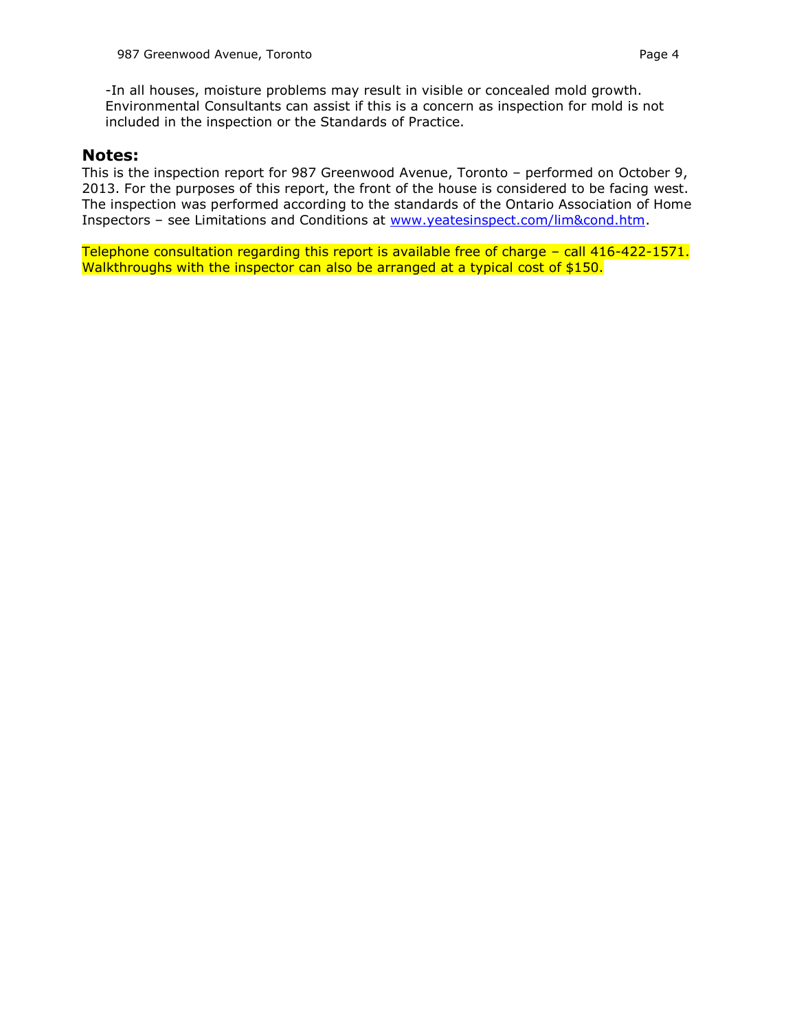-In all houses, moisture problems may result in visible or concealed mold growth. Environmental Consultants can assist if this is a concern as inspection for mold is not included in the inspection or the Standards of Practice.

## Notes:

This is the inspection report for 987 Greenwood Avenue, Toronto – performed on October 9, 2013. For the purposes of this report, the front of the house is considered to be facing west. The inspection was performed according to the standards of the Ontario Association of Home Inspectors – see Limitations and Conditions at [www.yeatesinspect.com/lim&cond.htm](www.yeatesinspect.com/lim&cond.htm).

Telephone consultation regarding this report is available free of charge – call 416-422-1571. Walkthroughs with the inspector can also be arranged at a typical cost of $150.